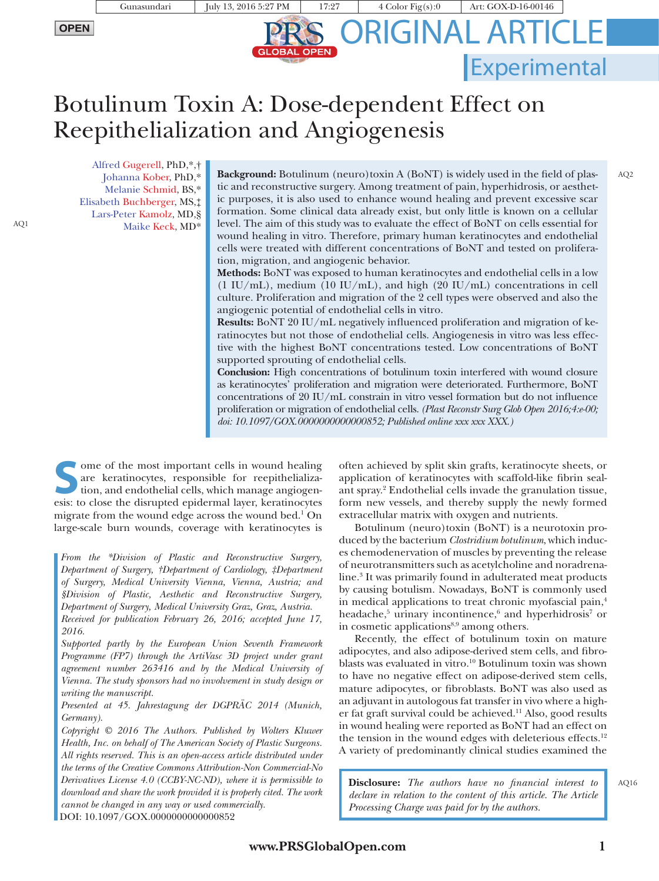OPEN

ORIGINAL ARTICLE

Experimental

# Botulinum Toxin A: Dose-dependent Effect on Reepithelialization and Angiogenesis

Alfred Gugerell, PhD,*,†
Johanna Kober, PhD,*
Melanie Schmid, BS,*
Elisabeth Buchberger, MS,‡
Lars-Peter Kamolz, MD,§
Maike Keck, MD*

**Background:** Botulinum (neuro)toxin A (BoNT) is widely used in the field of plastic and reconstructive surgery. Among treatment of pain, hyperhidrosis, or aesthetic purposes, it is also used to enhance wound healing and prevent excessive scar formation. Some clinical data already exist, but only little is known on a cellular level. The aim of this study was to evaluate the effect of BoNT on cells essential for wound healing in vitro. Therefore, primary human keratinocytes and endothelial cells were treated with different concentrations of BoNT and tested on proliferation, migration, and angiogenic behavior.

**Methods:** BoNT was exposed to human keratinocytes and endothelial cells in a low (1 IU/mL), medium (10 IU/mL), and high (20 IU/mL) concentrations in cell culture. Proliferation and migration of the 2 cell types were observed and also the angiogenic potential of endothelial cells in vitro.

**Results:** BoNT 20 IU/mL negatively influenced proliferation and migration of keratinocytes but not those of endothelial cells. Angiogenesis in vitro was less effective with the highest BoNT concentrations tested. Low concentrations of BoNT supported sprouting of endothelial cells.

**Conclusion:** High concentrations of botulinum toxin interfered with wound closure as keratinocytes' proliferation and migration were deteriorated. Furthermore, BoNT concentrations of 20 IU/mL constrain in vitro vessel formation but do not influence proliferation or migration of endothelial cells. *(Plast Reconstr Surg Glob Open 2016;4:e-00; doi: 10.1097/GOX.0000000000000852; Published online xxx xxx XXX.)*

Some of the most important cells in wound healing are keratinocytes, responsible for reepithelialization, and endothelial cells, which manage angiogenesis: to close the disrupted epidermal layer, keratinocytes migrate from the wound edge across the wound bed.[1] On large-scale burn wounds, coverage with keratinocytes is often achieved by split skin grafts, keratinocyte sheets, or application of keratinocytes with scaffold-like fibrin sealant spray.[2] Endothelial cells invade the granulation tissue, form new vessels, and thereby supply the newly formed extracellular matrix with oxygen and nutrients.

Botulinum (neuro)toxin (BoNT) is a neurotoxin produced by the bacterium *Clostridium botulinum*, which induces chemodenervation of muscles by preventing the release of neurotransmitters such as acetylcholine and noradrenaline.[3] It was primarily found in adulterated meat products by causing botulism. Nowadays, BoNT is commonly used in medical applications to treat chronic myofascial pain,[4] headache,[5] urinary incontinence,[6] and hyperhidrosis[7] or in cosmetic applications[8,9] among others.

Recently, the effect of botulinum toxin on mature adipocytes, and also adipose-derived stem cells, and fibroblasts was evaluated in vitro.[10] Botulinum toxin was shown to have no negative effect on adipose-derived stem cells, mature adipocytes, or fibroblasts. BoNT was also used as an adjuvant in autologous fat transfer in vivo where a higher fat graft survival could be achieved.[11] Also, good results in wound healing were reported as BoNT had an effect on the tension in the wound edges with deleterious effects.[12] A variety of predominantly clinical studies examined the

*From the \*Division of Plastic and Reconstructive Surgery, Department of Surgery, †Department of Cardiology, ‡Department of Surgery, Medical University Vienna, Vienna, Austria; and §Division of Plastic, Aesthetic and Reconstructive Surgery, Department of Surgery, Medical University Graz, Graz, Austria.*

*Received for publication February 26, 2016; accepted June 17, 2016.*

*Supported partly by the European Union Seventh Framework Programme (FP7) through the ArtiVasc 3D project under grant agreement number 263416 and by the Medical University of Vienna. The study sponsors had no involvement in study design or writing the manuscript.*

*Presented at 45. Jahrestagung der DGPRÄC 2014 (Munich, Germany).*

*Copyright © 2016 The Authors. Published by Wolters Kluwer Health, Inc. on behalf of The American Society of Plastic Surgeons. All rights reserved. This is an open-access article distributed under the terms of the Creative Commons Attribution-Non Commercial-No Derivatives License 4.0 (CCBY-NC-ND), where it is permissible to download and share the work provided it is properly cited. The work cannot be changed in any way or used commercially.*

DOI: 10.1097/GOX.0000000000000852

**Disclosure:** *The authors have no financial interest to declare in relation to the content of this article. The Article Processing Charge was paid for by the authors.*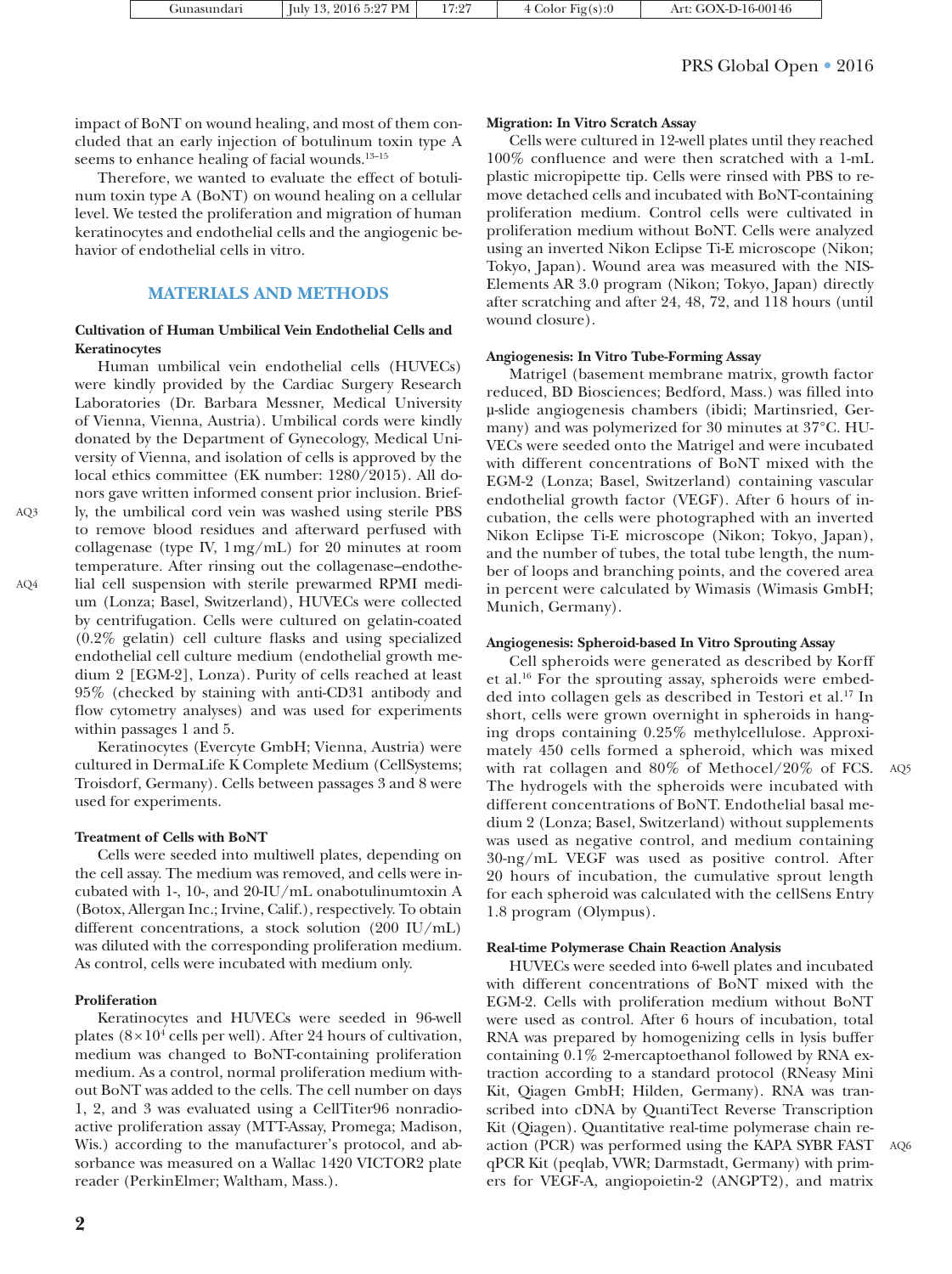impact of BoNT on wound healing, and most of them concluded that an early injection of botulinum toxin type A seems to enhance healing of facial wounds.[13–15]

Therefore, we wanted to evaluate the effect of botulinum toxin type A (BoNT) on wound healing on a cellular level. We tested the proliferation and migration of human keratinocytes and endothelial cells and the angiogenic behavior of endothelial cells in vitro.

## MATERIALS AND METHODS

### Cultivation of Human Umbilical Vein Endothelial Cells and Keratinocytes

Human umbilical vein endothelial cells (HUVECs) were kindly provided by the Cardiac Surgery Research Laboratories (Dr. Barbara Messner, Medical University of Vienna, Vienna, Austria). Umbilical cords were kindly donated by the Department of Gynecology, Medical University of Vienna, and isolation of cells is approved by the local ethics committee (EK number: 1280/2015). All donors gave written informed consent prior inclusion. Briefly, the umbilical cord vein was washed using sterile PBS to remove blood residues and afterward perfused with collagenase (type IV, 1 mg/mL) for 20 minutes at room temperature. After rinsing out the collagenase–endothelial cell suspension with sterile prewarmed RPMI medium (Lonza; Basel, Switzerland), HUVECs were collected by centrifugation. Cells were cultured on gelatin-coated (0.2% gelatin) cell culture flasks and using specialized endothelial cell culture medium (endothelial growth medium 2 [EGM-2], Lonza). Purity of cells reached at least 95% (checked by staining with anti-CD31 antibody and flow cytometry analyses) and was used for experiments within passages 1 and 5.

Keratinocytes (Evercyte GmbH; Vienna, Austria) were cultured in DermaLife K Complete Medium (CellSystems; Troisdorf, Germany). Cells between passages 3 and 8 were used for experiments.

### Treatment of Cells with BoNT

Cells were seeded into multiwell plates, depending on the cell assay. The medium was removed, and cells were incubated with 1-, 10-, and 20-IU/mL onabotulinumtoxin A (Botox, Allergan Inc.; Irvine, Calif.), respectively. To obtain different concentrations, a stock solution (200 IU/mL) was diluted with the corresponding proliferation medium. As control, cells were incubated with medium only.

### Proliferation

Keratinocytes and HUVECs were seeded in 96-well plates ($8 \times 10^4$ cells per well). After 24 hours of cultivation, medium was changed to BoNT-containing proliferation medium. As a control, normal proliferation medium without BoNT was added to the cells. The cell number on days 1, 2, and 3 was evaluated using a CellTiter96 nonradioactive proliferation assay (MTT-Assay, Promega; Madison, Wis.) according to the manufacturer's protocol, and absorbance was measured on a Wallac 1420 VICTOR2 plate reader (PerkinElmer; Waltham, Mass.).

### Migration: In Vitro Scratch Assay

Cells were cultured in 12-well plates until they reached 100% confluence and were then scratched with a 1-mL plastic micropipette tip. Cells were rinsed with PBS to remove detached cells and incubated with BoNT-containing proliferation medium. Control cells were cultivated in proliferation medium without BoNT. Cells were analyzed using an inverted Nikon Eclipse Ti-E microscope (Nikon; Tokyo, Japan). Wound area was measured with the NIS-Elements AR 3.0 program (Nikon; Tokyo, Japan) directly after scratching and after 24, 48, 72, and 118 hours (until wound closure).

### Angiogenesis: In Vitro Tube-Forming Assay

Matrigel (basement membrane matrix, growth factor reduced, BD Biosciences; Bedford, Mass.) was filled into µ-slide angiogenesis chambers (ibidi; Martinsried, Germany) and was polymerized for 30 minutes at 37°C. HUVECs were seeded onto the Matrigel and were incubated with different concentrations of BoNT mixed with the EGM-2 (Lonza; Basel, Switzerland) containing vascular endothelial growth factor (VEGF). After 6 hours of incubation, the cells were photographed with an inverted Nikon Eclipse Ti-E microscope (Nikon; Tokyo, Japan), and the number of tubes, the total tube length, the number of loops and branching points, and the covered area in percent were calculated by Wimasis (Wimasis GmbH; Munich, Germany).

### Angiogenesis: Spheroid-based In Vitro Sprouting Assay

Cell spheroids were generated as described by Korff et al.[16] For the sprouting assay, spheroids were embedded into collagen gels as described in Testori et al.[17] In short, cells were grown overnight in spheroids in hanging drops containing 0.25% methylcellulose. Approximately 450 cells formed a spheroid, which was mixed with rat collagen and 80% of Methocel/20% of FCS. The hydrogels with the spheroids were incubated with different concentrations of BoNT. Endothelial basal medium 2 (Lonza; Basel, Switzerland) without supplements was used as negative control, and medium containing 30-ng/mL VEGF was used as positive control. After 20 hours of incubation, the cumulative sprout length for each spheroid was calculated with the cellSens Entry 1.8 program (Olympus).

### Real-time Polymerase Chain Reaction Analysis

HUVECs were seeded into 6-well plates and incubated with different concentrations of BoNT mixed with the EGM-2. Cells with proliferation medium without BoNT were used as control. After 6 hours of incubation, total RNA was prepared by homogenizing cells in lysis buffer containing 0.1% 2-mercaptoethanol followed by RNA extraction according to a standard protocol (RNeasy Mini Kit, Qiagen GmbH; Hilden, Germany). RNA was transcribed into cDNA by QuantiTect Reverse Transcription Kit (Qiagen). Quantitative real-time polymerase chain reaction (PCR) was performed using the KAPA SYBR FAST qPCR Kit (peqlab, VWR; Darmstadt, Germany) with primers for VEGF-A, angiopoietin-2 (ANGPT2), and matrix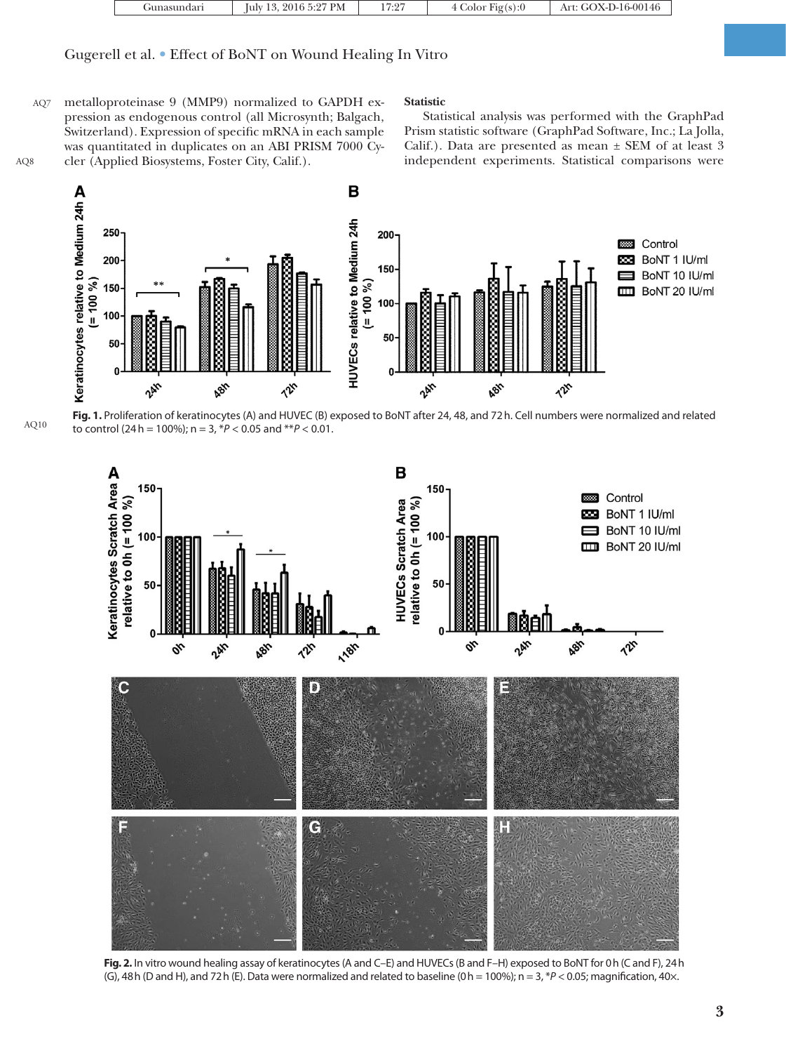metalloproteinase 9 (MMP9) normalized to GAPDH expression as endogenous control (all Microsynth; Balgach, Switzerland). Expression of specific mRNA in each sample was quantitated in duplicates on an ABI PRISM 7000 Cycler (Applied Biosystems, Foster City, Calif.).

**Statistic**

Statistical analysis was performed with the GraphPad Prism statistic software (GraphPad Software, Inc.; La Jolla, Calif.). Data are presented as mean ± SEM of at least 3 independent experiments. Statistical comparisons were

**Fig. 1.** Proliferation of keratinocytes (A) and HUVEC (B) exposed to BoNT after 24, 48, and 72 h. Cell numbers were normalized and related to control (24 h = 100%); n = 3, *$P < 0.05$ and **$P < 0.01$.

**Fig. 2.** In vitro wound healing assay of keratinocytes (A and C–E) and HUVECs (B and F–H) exposed to BoNT for 0 h (C and F), 24 h (G), 48 h (D and H), and 72 h (E). Data were normalized and related to baseline (0 h = 100%); n = 3, *$P < 0.05$; magnification, 40×.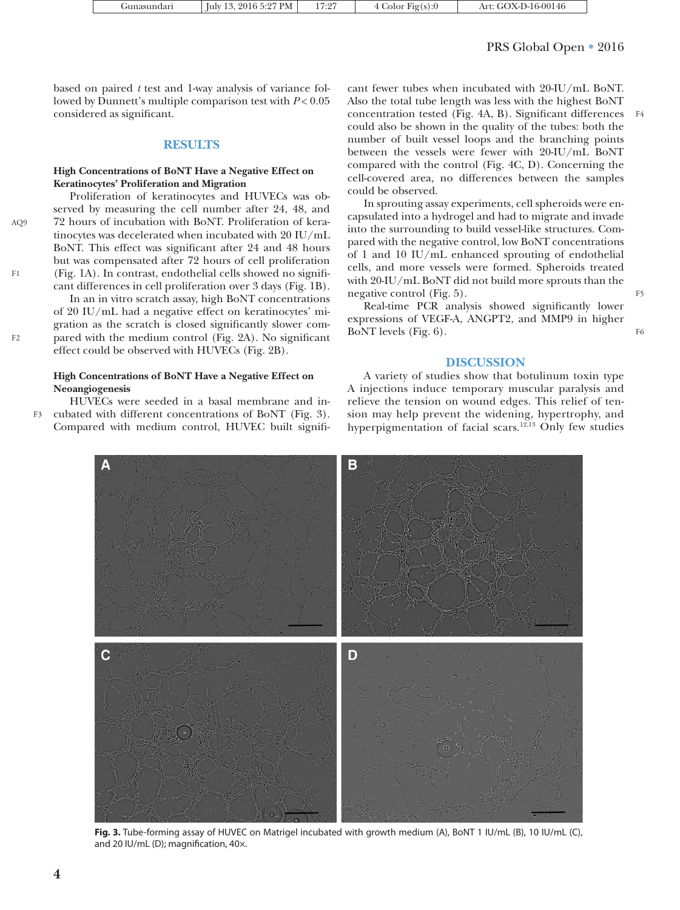based on paired *t* test and 1-way analysis of variance followed by Dunnett's multiple comparison test with $P < 0.05$ considered as significant.

## RESULTS

### High Concentrations of BoNT Have a Negative Effect on Keratinocytes' Proliferation and Migration

Proliferation of keratinocytes and HUVECs was observed by measuring the cell number after 24, 48, and 72 hours of incubation with BoNT. Proliferation of keratinocytes was decelerated when incubated with 20 IU/mL BoNT. This effect was significant after 24 and 48 hours but was compensated after 72 hours of cell proliferation (Fig. 1A). In contrast, endothelial cells showed no significant differences in cell proliferation over 3 days (Fig. 1B).

In an in vitro scratch assay, high BoNT concentrations of 20 IU/mL had a negative effect on keratinocytes' migration as the scratch is closed significantly slower compared with the medium control (Fig. 2A). No significant effect could be observed with HUVECs (Fig. 2B).

### High Concentrations of BoNT Have a Negative Effect on Neoangiogenesis

HUVECs were seeded in a basal membrane and incubated with different concentrations of BoNT (Fig. 3). Compared with medium control, HUVEC built significant fewer tubes when incubated with 20-IU/mL BoNT. Also the total tube length was less with the highest BoNT concentration tested (Fig. 4A, B). Significant differences could also be shown in the quality of the tubes: both the number of built vessel loops and the branching points between the vessels were fewer with 20-IU/mL BoNT compared with the control (Fig. 4C, D). Concerning the cell-covered area, no differences between the samples could be observed.

In sprouting assay experiments, cell spheroids were encapsulated into a hydrogel and had to migrate and invade into the surrounding to build vessel-like structures. Compared with the negative control, low BoNT concentrations of 1 and 10 IU/mL enhanced sprouting of endothelial cells, and more vessels were formed. Spheroids treated with 20-IU/mL BoNT did not build more sprouts than the negative control (Fig. 5).

Real-time PCR analysis showed significantly lower expressions of VEGF-A, ANGPT2, and MMP9 in higher BoNT levels (Fig. 6).

## DISCUSSION

A variety of studies show that botulinum toxin type A injections induce temporary muscular paralysis and relieve the tension on wound edges. This relief of tension may help prevent the widening, hypertrophy, and hyperpigmentation of facial scars.[12,13] Only few studies

**Fig. 3.** Tube-forming assay of HUVEC on Matrigel incubated with growth medium (A), BoNT 1 IU/mL (B), 10 IU/mL (C), and 20 IU/mL (D); magnification, 40×.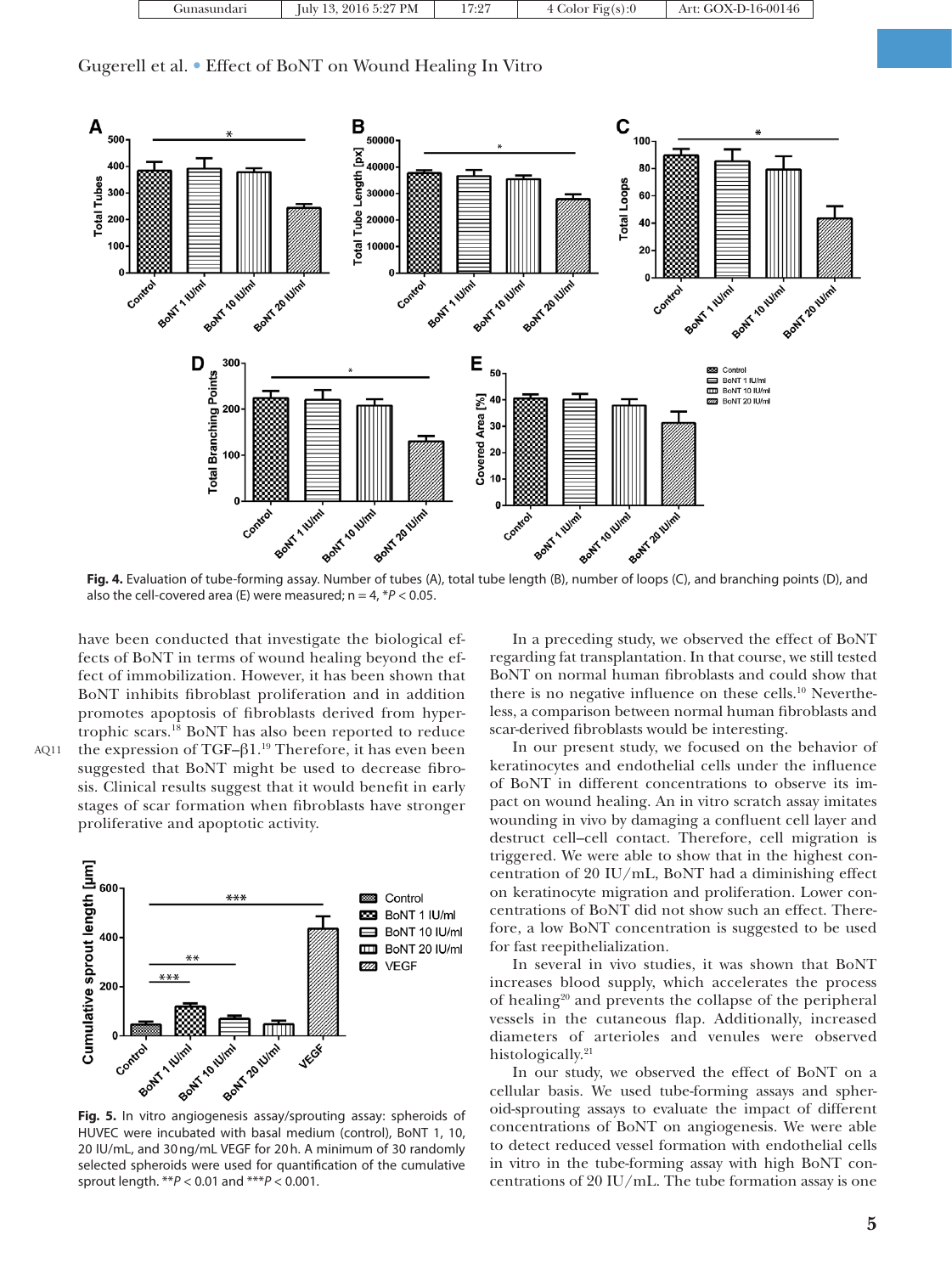Fig. 4. Evaluation of tube-forming assay. Number of tubes (A), total tube length (B), number of loops (C), and branching points (D), and also the cell-covered area (E) were measured; n = 4, \*$P < 0.05$.

have been conducted that investigate the biological effects of BoNT in terms of wound healing beyond the effect of immobilization. However, it has been shown that BoNT inhibits fibroblast proliferation and in addition promotes apoptosis of fibroblasts derived from hypertrophic scars.[18] BoNT has also been reported to reduce the expression of TGF–β1.[19] Therefore, it has even been suggested that BoNT might be used to decrease fibrosis. Clinical results suggest that it would benefit in early stages of scar formation when fibroblasts have stronger proliferative and apoptotic activity.

Fig. 5. In vitro angiogenesis assay/sprouting assay: spheroids of HUVEC were incubated with basal medium (control), BoNT 1, 10, 20 IU/mL, and 30 ng/mL VEGF for 20 h. A minimum of 30 randomly selected spheroids were used for quantification of the cumulative sprout length. \*\*$P < 0.01$ and \*\*\*$P < 0.001$.

In a preceding study, we observed the effect of BoNT regarding fat transplantation. In that course, we still tested BoNT on normal human fibroblasts and could show that there is no negative influence on these cells.[10] Nevertheless, a comparison between normal human fibroblasts and scar-derived fibroblasts would be interesting.

In our present study, we focused on the behavior of keratinocytes and endothelial cells under the influence of BoNT in different concentrations to observe its impact on wound healing. An in vitro scratch assay imitates wounding in vivo by damaging a confluent cell layer and destruct cell–cell contact. Therefore, cell migration is triggered. We were able to show that in the highest concentration of 20 IU/mL, BoNT had a diminishing effect on keratinocyte migration and proliferation. Lower concentrations of BoNT did not show such an effect. Therefore, a low BoNT concentration is suggested to be used for fast reepithelialization.

In several in vivo studies, it was shown that BoNT increases blood supply, which accelerates the process of healing[20] and prevents the collapse of the peripheral vessels in the cutaneous flap. Additionally, increased diameters of arterioles and venules were observed histologically.[21]

In our study, we observed the effect of BoNT on a cellular basis. We used tube-forming assays and spheroid-sprouting assays to evaluate the impact of different concentrations of BoNT on angiogenesis. We were able to detect reduced vessel formation with endothelial cells in vitro in the tube-forming assay with high BoNT concentrations of 20 IU/mL. The tube formation assay is one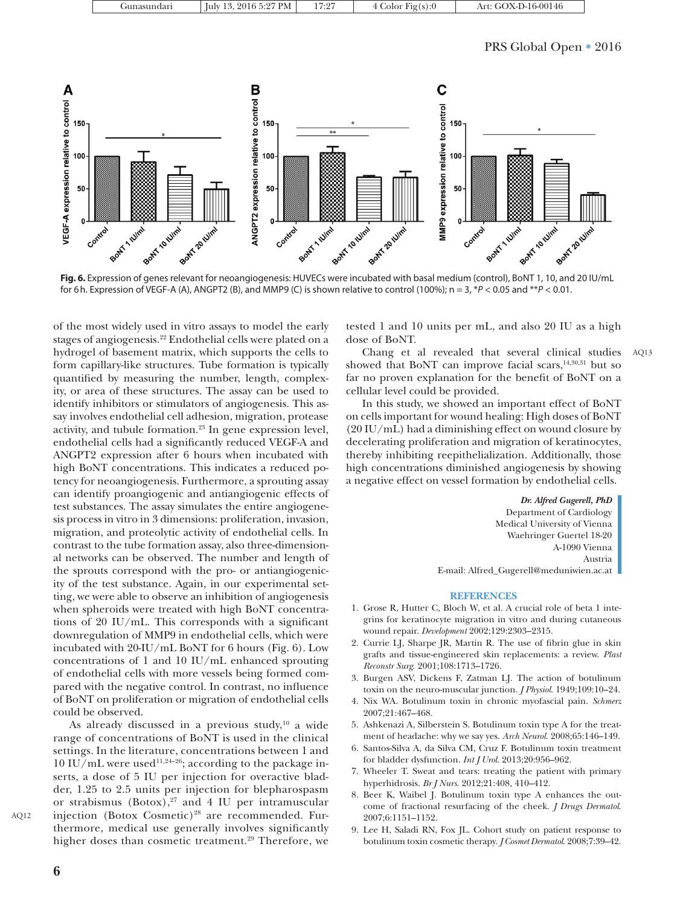**Fig. 6.** Expression of genes relevant for neoangiogenesis: HUVECs were incubated with basal medium (control), BoNT 1, 10, and 20 IU/mL for 6 h. Expression of VEGF-A (A), ANGPT2 (B), and MMP9 (C) is shown relative to control (100%); n = 3, *$P < 0.05$ and **$P < 0.01$.

of the most widely used in vitro assays to model the early stages of angiogenesis.[22] Endothelial cells were plated on a hydrogel of basement matrix, which supports the cells to form capillary-like structures. Tube formation is typically quantified by measuring the number, length, complexity, or area of these structures. The assay can be used to identify inhibitors or stimulators of angiogenesis. This assay involves endothelial cell adhesion, migration, protease activity, and tubule formation.[23] In gene expression level, endothelial cells had a significantly reduced VEGF-A and ANGPT2 expression after 6 hours when incubated with high BoNT concentrations. This indicates a reduced potency for neoangiogenesis. Furthermore, a sprouting assay can identify proangiogenic and antiangiogenic effects of test substances. The assay simulates the entire angiogenesis process in vitro in 3 dimensions: proliferation, invasion, migration, and proteolytic activity of endothelial cells. In contrast to the tube formation assay, also three-dimensional networks can be observed. The number and length of the sprouts correspond with the pro- or antiangiogenicity of the test substance. Again, in our experimental setting, we were able to observe an inhibition of angiogenesis when spheroids were treated with high BoNT concentrations of 20 IU/mL. This corresponds with a significant downregulation of MMP9 in endothelial cells, which were incubated with 20-IU/mL BoNT for 6 hours (Fig. 6). Low concentrations of 1 and 10 IU/mL enhanced sprouting of endothelial cells with more vessels being formed compared with the negative control. In contrast, no influence of BoNT on proliferation or migration of endothelial cells could be observed.

As already discussed in a previous study,[10] a wide range of concentrations of BoNT is used in the clinical settings. In the literature, concentrations between 1 and 10 IU/mL were used[11,24–26]; according to the package inserts, a dose of 5 IU per injection for overactive bladder, 1.25 to 2.5 units per injection for blepharospasm or strabismus (Botox),[27] and 4 IU per intramuscular injection (Botox Cosmetic)[28] are recommended. Furthermore, medical use generally involves significantly higher doses than cosmetic treatment.[29] Therefore, we tested 1 and 10 units per mL, and also 20 IU as a high dose of BoNT.

Chang et al revealed that several clinical studies showed that BoNT can improve facial scars,[14,30,31] but so far no proven explanation for the benefit of BoNT on a cellular level could be provided.

In this study, we showed an important effect of BoNT on cells important for wound healing: High doses of BoNT (20 IU/mL) had a diminishing effect on wound closure by decelerating proliferation and migration of keratinocytes, thereby inhibiting reepithelialization. Additionally, those high concentrations diminished angiogenesis by showing a negative effect on vessel formation by endothelial cells.

*Dr. Alfred Gugerell, PhD*
Department of Cardiology
Medical University of Vienna
Waehringer Guertel 18-20
A-1090 Vienna
Austria
E-mail: Alfred_Gugerell@meduniwien.ac.at

## REFERENCES

1. Grose R, Hutter C, Bloch W, et al. A crucial role of beta 1 integrins for keratinocyte migration in vitro and during cutaneous wound repair. *Development* 2002;129:2303–2315.
2. Currie LJ, Sharpe JR, Martin R. The use of fibrin glue in skin grafts and tissue-engineered skin replacements: a review. *Plast Reconstr Surg.* 2001;108:1713–1726.
3. Burgen ASV, Dickens F, Zatman LJ. The action of botulinum toxin on the neuro-muscular junction. *J Physiol.* 1949;109:10–24.
4. Nix WA. Botulinum toxin in chronic myofascial pain. *Schmerz* 2007;21:467–468.
5. Ashkenazi A, Silberstein S. Botulinum toxin type A for the treatment of headache: why we say yes. *Arch Neurol.* 2008;65:146–149.
6. Santos-Silva A, da Silva CM, Cruz F. Botulinum toxin treatment for bladder dysfunction. *Int J Urol.* 2013;20:956–962.
7. Wheeler T. Sweat and tears: treating the patient with primary hyperhidrosis. *Br J Nurs.* 2012;21:408, 410–412.
8. Beer K, Waibel J. Botulinum toxin type A enhances the outcome of fractional resurfacing of the cheek. *J Drugs Dermatol.* 2007;6:1151–1152.
9. Lee H, Saladi RN, Fox JL. Cohort study on patient response to botulinum toxin cosmetic therapy. *J Cosmet Dermatol.* 2008;7:39–42.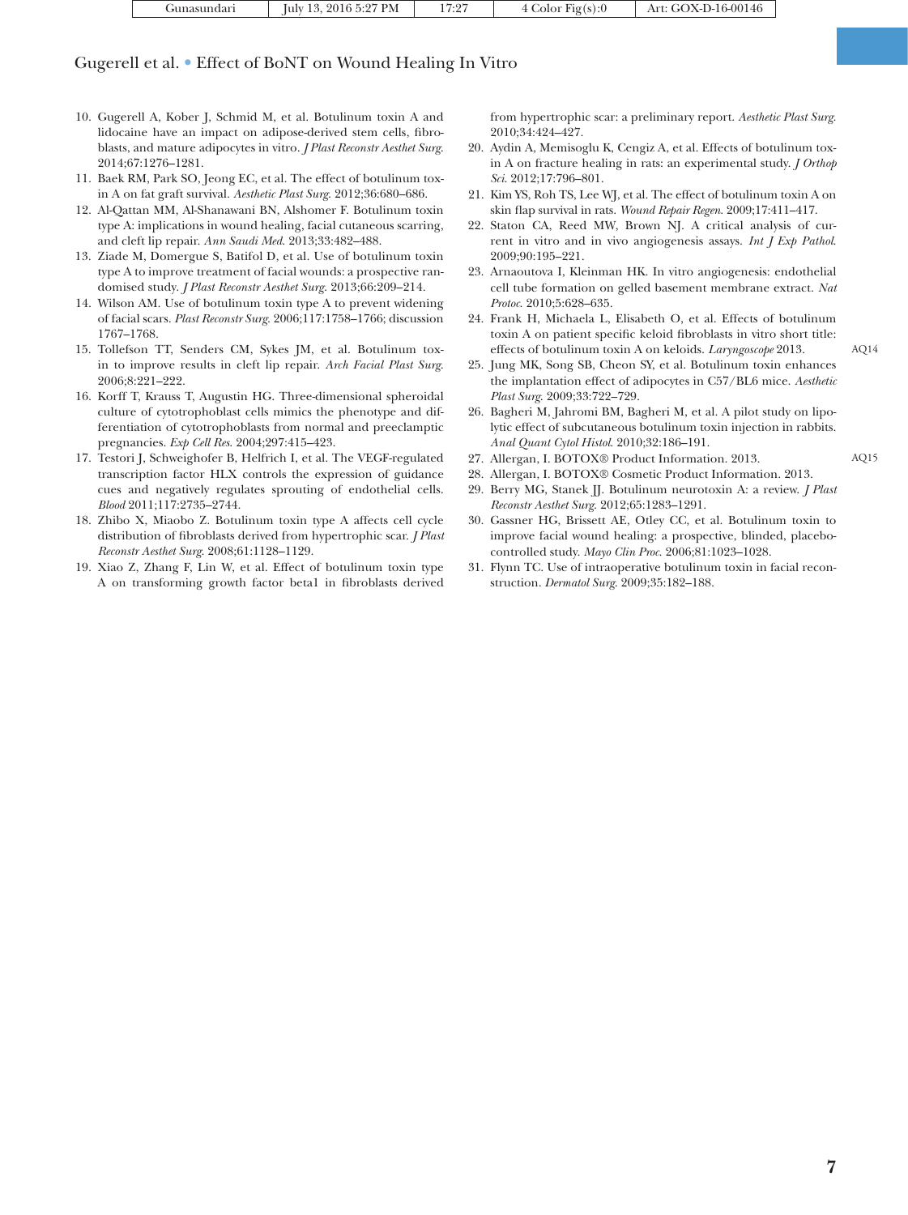10. Gugerell A, Kober J, Schmid M, et al. Botulinum toxin A and lidocaine have an impact on adipose-derived stem cells, fibroblasts, and mature adipocytes in vitro. *J Plast Reconstr Aesthet Surg.* 2014;67:1276–1281.
11. Baek RM, Park SO, Jeong EC, et al. The effect of botulinum toxin A on fat graft survival. *Aesthetic Plast Surg.* 2012;36:680–686.
12. Al-Qattan MM, Al-Shanawani BN, Alshomer F. Botulinum toxin type A: implications in wound healing, facial cutaneous scarring, and cleft lip repair. *Ann Saudi Med.* 2013;33:482–488.
13. Ziade M, Domergue S, Batifol D, et al. Use of botulinum toxin type A to improve treatment of facial wounds: a prospective randomised study. *J Plast Reconstr Aesthet Surg.* 2013;66:209–214.
14. Wilson AM. Use of botulinum toxin type A to prevent widening of facial scars. *Plast Reconstr Surg.* 2006;117:1758–1766; discussion 1767–1768.
15. Tollefson TT, Senders CM, Sykes JM, et al. Botulinum toxin to improve results in cleft lip repair. *Arch Facial Plast Surg.* 2006;8:221–222.
16. Korff T, Krauss T, Augustin HG. Three-dimensional spheroidal culture of cytotrophoblast cells mimics the phenotype and differentiation of cytotrophoblasts from normal and preeclamptic pregnancies. *Exp Cell Res.* 2004;297:415–423.
17. Testori J, Schweighofer B, Helfrich I, et al. The VEGF-regulated transcription factor HLX controls the expression of guidance cues and negatively regulates sprouting of endothelial cells. *Blood* 2011;117:2735–2744.
18. Zhibo X, Miaobo Z. Botulinum toxin type A affects cell cycle distribution of fibroblasts derived from hypertrophic scar. *J Plast Reconstr Aesthet Surg.* 2008;61:1128–1129.
19. Xiao Z, Zhang F, Lin W, et al. Effect of botulinum toxin type A on transforming growth factor beta1 in fibroblasts derived from hypertrophic scar: a preliminary report. *Aesthetic Plast Surg.* 2010;34:424–427.
20. Aydin A, Memisoglu K, Cengiz A, et al. Effects of botulinum toxin A on fracture healing in rats: an experimental study. *J Orthop Sci.* 2012;17:796–801.
21. Kim YS, Roh TS, Lee WJ, et al. The effect of botulinum toxin A on skin flap survival in rats. *Wound Repair Regen.* 2009;17:411–417.
22. Staton CA, Reed MW, Brown NJ. A critical analysis of current in vitro and in vivo angiogenesis assays. *Int J Exp Pathol.* 2009;90:195–221.
23. Arnaoutova I, Kleinman HK. In vitro angiogenesis: endothelial cell tube formation on gelled basement membrane extract. *Nat Protoc.* 2010;5:628–635.
24. Frank H, Michaela L, Elisabeth O, et al. Effects of botulinum toxin A on patient specific keloid fibroblasts in vitro short title: effects of botulinum toxin A on keloids. *Laryngoscope* 2013. AQ14
25. Jung MK, Song SB, Cheon SY, et al. Botulinum toxin enhances the implantation effect of adipocytes in C57/BL6 mice. *Aesthetic Plast Surg.* 2009;33:722–729.
26. Bagheri M, Jahromi BM, Bagheri M, et al. A pilot study on lipolytic effect of subcutaneous botulinum toxin injection in rabbits. *Anal Quant Cytol Histol.* 2010;32:186–191.
27. Allergan, I. BOTOX® Product Information. 2013. AQ15
28. Allergan, I. BOTOX® Cosmetic Product Information. 2013.
29. Berry MG, Stanek JJ. Botulinum neurotoxin A: a review. *J Plast Reconstr Aesthet Surg.* 2012;65:1283–1291.
30. Gassner HG, Brissett AE, Otley CC, et al. Botulinum toxin to improve facial wound healing: a prospective, blinded, placebo-controlled study. *Mayo Clin Proc.* 2006;81:1023–1028.
31. Flynn TC. Use of intraoperative botulinum toxin in facial reconstruction. *Dermatol Surg.* 2009;35:182–188.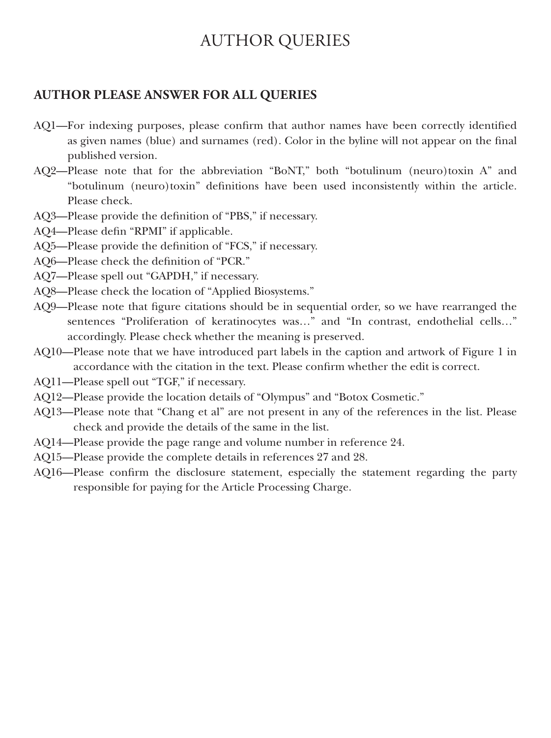# AUTHOR QUERIES

## AUTHOR PLEASE ANSWER FOR ALL QUERIES

AQ1—For indexing purposes, please confirm that author names have been correctly identified as given names (blue) and surnames (red). Color in the byline will not appear on the final published version.

AQ2—Please note that for the abbreviation "BoNT," both "botulinum (neuro)toxin A" and "botulinum (neuro)toxin" definitions have been used inconsistently within the article. Please check.

AQ3—Please provide the definition of "PBS," if necessary.

AQ4—Please defin "RPMI" if applicable.

AQ5—Please provide the definition of "FCS," if necessary.

AQ6—Please check the definition of "PCR."

AQ7—Please spell out "GAPDH," if necessary.

AQ8—Please check the location of "Applied Biosystems."

AQ9—Please note that figure citations should be in sequential order, so we have rearranged the sentences "Proliferation of keratinocytes was…" and "In contrast, endothelial cells…" accordingly. Please check whether the meaning is preserved.

AQ10—Please note that we have introduced part labels in the caption and artwork of Figure 1 in accordance with the citation in the text. Please confirm whether the edit is correct.

AQ11—Please spell out "TGF," if necessary.

AQ12—Please provide the location details of "Olympus" and "Botox Cosmetic."

AQ13—Please note that "Chang et al" are not present in any of the references in the list. Please check and provide the details of the same in the list.

AQ14—Please provide the page range and volume number in reference 24.

AQ15—Please provide the complete details in references 27 and 28.

AQ16—Please confirm the disclosure statement, especially the statement regarding the party responsible for paying for the Article Processing Charge.